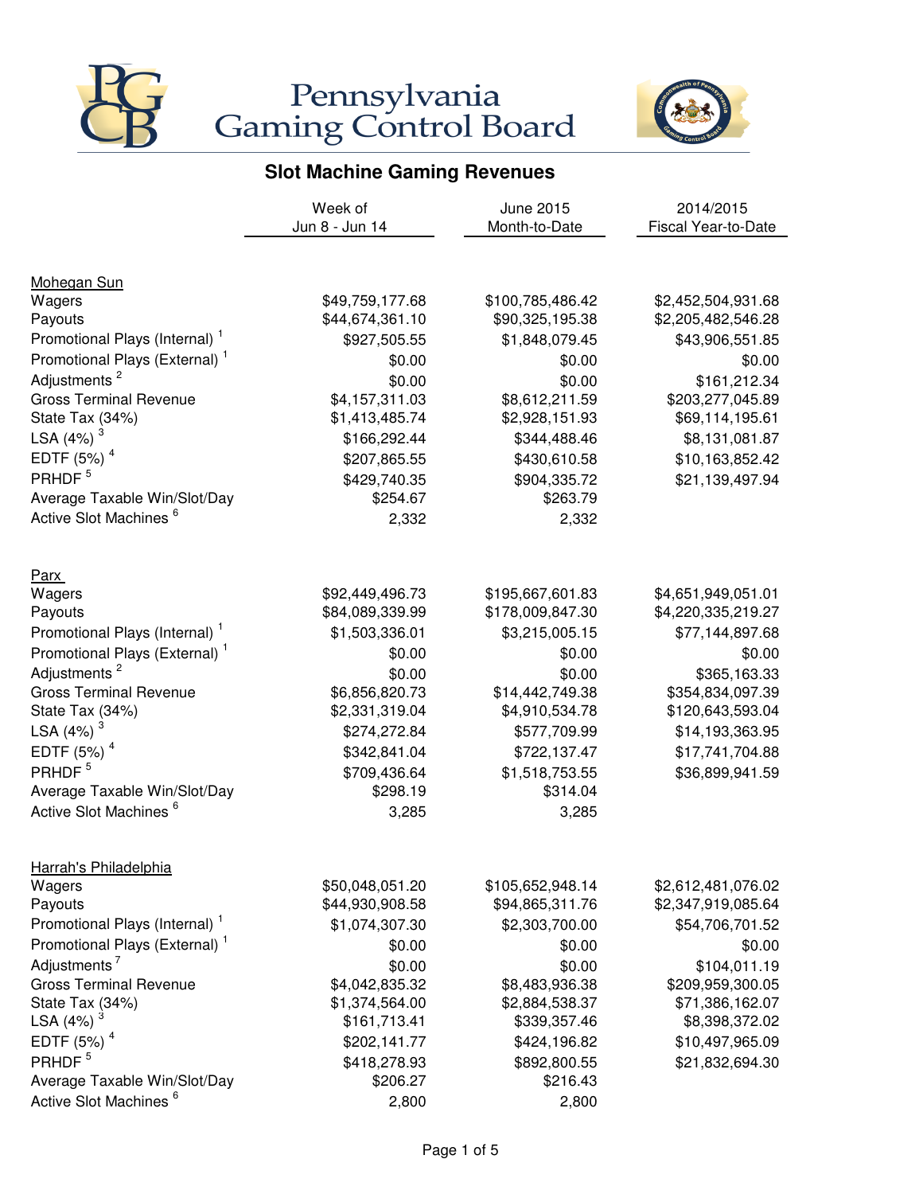# Pennsylvania Gaming Control Board

## Slot Machine Gaming Revenues

| | Week of Jun 8 - Jun 14 | June 2015 Month-to-Date | 2014/2015 Fiscal Year-to-Date |
|---|---|---|---|
| **Mohegan Sun** | | | |
| Wagers | $49,759,177.68 | $100,785,486.42 | $2,452,504,931.68 |
| Payouts | $44,674,361.10 | $90,325,195.38 | $2,205,482,546.28 |
| Promotional Plays (Internal) [1] | $927,505.55 | $1,848,079.45 | $43,906,551.85 |
| Promotional Plays (External) [1] | $0.00 | $0.00 | $0.00 |
| Adjustments [2] | $0.00 | $0.00 | $161,212.34 |
| Gross Terminal Revenue | $4,157,311.03 | $8,612,211.59 | $203,277,045.89 |
| State Tax (34%) | $1,413,485.74 | $2,928,151.93 | $69,114,195.61 |
| LSA (4%) [3] | $166,292.44 | $344,488.46 | $8,131,081.87 |
| EDTF (5%) [4] | $207,865.55 | $430,610.58 | $10,163,852.42 |
| PRHDF [5] | $429,740.35 | $904,335.72 | $21,139,497.94 |
| Average Taxable Win/Slot/Day | $254.67 | $263.79 | |
| Active Slot Machines [6] | 2,332 | 2,332 | |
| **Parx** | | | |
| Wagers | $92,449,496.73 | $195,667,601.83 | $4,651,949,051.01 |
| Payouts | $84,089,339.99 | $178,009,847.30 | $4,220,335,219.27 |
| Promotional Plays (Internal) [1] | $1,503,336.01 | $3,215,005.15 | $77,144,897.68 |
| Promotional Plays (External) [1] | $0.00 | $0.00 | $0.00 |
| Adjustments [2] | $0.00 | $0.00 | $365,163.33 |
| Gross Terminal Revenue | $6,856,820.73 | $14,442,749.38 | $354,834,097.39 |
| State Tax (34%) | $2,331,319.04 | $4,910,534.78 | $120,643,593.04 |
| LSA (4%) [3] | $274,272.84 | $577,709.99 | $14,193,363.95 |
| EDTF (5%) [4] | $342,841.04 | $722,137.47 | $17,741,704.88 |
| PRHDF [5] | $709,436.64 | $1,518,753.55 | $36,899,941.59 |
| Average Taxable Win/Slot/Day | $298.19 | $314.04 | |
| Active Slot Machines [6] | 3,285 | 3,285 | |
| **Harrah's Philadelphia** | | | |
| Wagers | $50,048,051.20 | $105,652,948.14 | $2,612,481,076.02 |
| Payouts | $44,930,908.58 | $94,865,311.76 | $2,347,919,085.64 |
| Promotional Plays (Internal) [1] | $1,074,307.30 | $2,303,700.00 | $54,706,701.52 |
| Promotional Plays (External) [1] | $0.00 | $0.00 | $0.00 |
| Adjustments [7] | $0.00 | $0.00 | $104,011.19 |
| Gross Terminal Revenue | $4,042,835.32 | $8,483,936.38 | $209,959,300.05 |
| State Tax (34%) | $1,374,564.00 | $2,884,538.37 | $71,386,162.07 |
| LSA (4%) [3] | $161,713.41 | $339,357.46 | $8,398,372.02 |
| EDTF (5%) [4] | $202,141.77 | $424,196.82 | $10,497,965.09 |
| PRHDF [5] | $418,278.93 | $892,800.55 | $21,832,694.30 |
| Average Taxable Win/Slot/Day | $206.27 | $216.43 | |
| Active Slot Machines [6] | 2,800 | 2,800 | |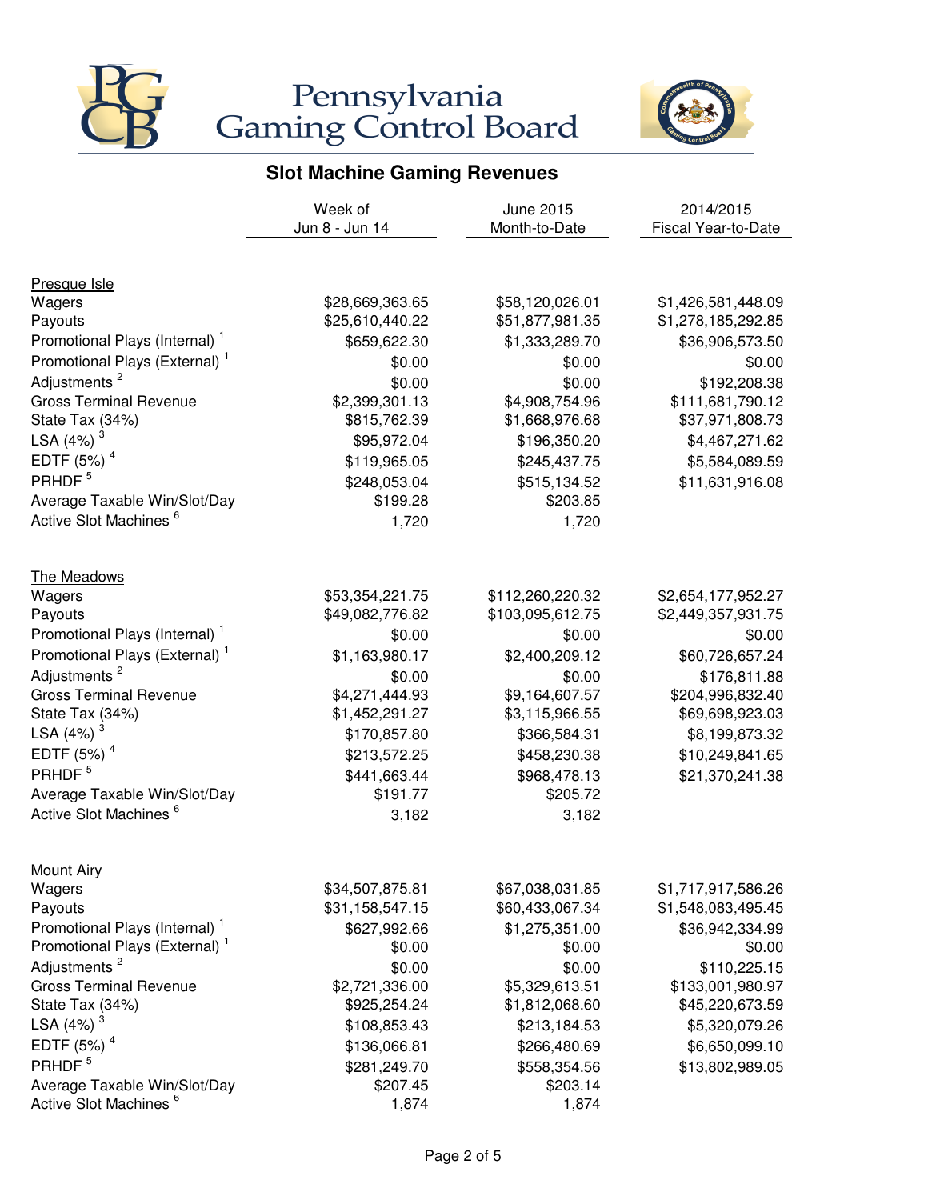# Pennsylvania Gaming Control Board

## Slot Machine Gaming Revenues

| | Week of Jun 8 - Jun 14 | June 2015 Month-to-Date | 2014/2015 Fiscal Year-to-Date |
|---|---|---|---|
| **Presque Isle** | | | |
| Wagers | $28,669,363.65 | $58,120,026.01 | $1,426,581,448.09 |
| Payouts | $25,610,440.22 | $51,877,981.35 | $1,278,185,292.85 |
| Promotional Plays (Internal) [1] | $659,622.30 | $1,333,289.70 | $36,906,573.50 |
| Promotional Plays (External) [1] | $0.00 | $0.00 | $0.00 |
| Adjustments [2] | $0.00 | $0.00 | $192,208.38 |
| Gross Terminal Revenue | $2,399,301.13 | $4,908,754.96 | $111,681,790.12 |
| State Tax (34%) | $815,762.39 | $1,668,976.68 | $37,971,808.73 |
| LSA (4%) [3] | $95,972.04 | $196,350.20 | $4,467,271.62 |
| EDTF (5%) [4] | $119,965.05 | $245,437.75 | $5,584,089.59 |
| PRHDF [5] | $248,053.04 | $515,134.52 | $11,631,916.08 |
| Average Taxable Win/Slot/Day | $199.28 | $203.85 | |
| Active Slot Machines [6] | 1,720 | 1,720 | |
| **The Meadows** | | | |
| Wagers | $53,354,221.75 | $112,260,220.32 | $2,654,177,952.27 |
| Payouts | $49,082,776.82 | $103,095,612.75 | $2,449,357,931.75 |
| Promotional Plays (Internal) [1] | $0.00 | $0.00 | $0.00 |
| Promotional Plays (External) [1] | $1,163,980.17 | $2,400,209.12 | $60,726,657.24 |
| Adjustments [2] | $0.00 | $0.00 | $176,811.88 |
| Gross Terminal Revenue | $4,271,444.93 | $9,164,607.57 | $204,996,832.40 |
| State Tax (34%) | $1,452,291.27 | $3,115,966.55 | $69,698,923.03 |
| LSA (4%) [3] | $170,857.80 | $366,584.31 | $8,199,873.32 |
| EDTF (5%) [4] | $213,572.25 | $458,230.38 | $10,249,841.65 |
| PRHDF [5] | $441,663.44 | $968,478.13 | $21,370,241.38 |
| Average Taxable Win/Slot/Day | $191.77 | $205.72 | |
| Active Slot Machines [6] | 3,182 | 3,182 | |
| **Mount Airy** | | | |
| Wagers | $34,507,875.81 | $67,038,031.85 | $1,717,917,586.26 |
| Payouts | $31,158,547.15 | $60,433,067.34 | $1,548,083,495.45 |
| Promotional Plays (Internal) [1] | $627,992.66 | $1,275,351.00 | $36,942,334.99 |
| Promotional Plays (External) [1] | $0.00 | $0.00 | $0.00 |
| Adjustments [2] | $0.00 | $0.00 | $110,225.15 |
| Gross Terminal Revenue | $2,721,336.00 | $5,329,613.51 | $133,001,980.97 |
| State Tax (34%) | $925,254.24 | $1,812,068.60 | $45,220,673.59 |
| LSA (4%) [3] | $108,853.43 | $213,184.53 | $5,320,079.26 |
| EDTF (5%) [4] | $136,066.81 | $266,480.69 | $6,650,099.10 |
| PRHDF [5] | $281,249.70 | $558,354.56 | $13,802,989.05 |
| Average Taxable Win/Slot/Day | $207.45 | $203.14 | |
| Active Slot Machines [6] | 1,874 | 1,874 | |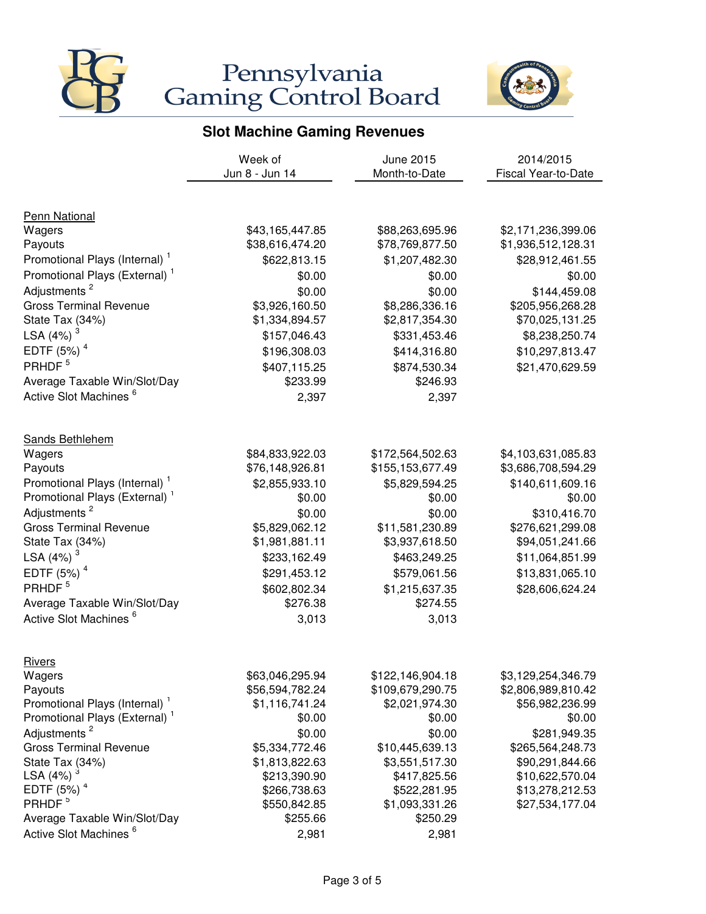# Pennsylvania Gaming Control Board

## Slot Machine Gaming Revenues

| | Week of Jun 8 - Jun 14 | June 2015 Month-to-Date | 2014/2015 Fiscal Year-to-Date |
|---|---|---|---|
| **Penn National** | | | |
| Wagers | $43,165,447.85 | $88,263,695.96 | $2,171,236,399.06 |
| Payouts | $38,616,474.20 | $78,769,877.50 | $1,936,512,128.31 |
| Promotional Plays (Internal) [1] | $622,813.15 | $1,207,482.30 | $28,912,461.55 |
| Promotional Plays (External) [1] | $0.00 | $0.00 | $0.00 |
| Adjustments [2] | $0.00 | $0.00 | $144,459.08 |
| Gross Terminal Revenue | $3,926,160.50 | $8,286,336.16 | $205,956,268.28 |
| State Tax (34%) | $1,334,894.57 | $2,817,354.30 | $70,025,131.25 |
| LSA (4%) [3] | $157,046.43 | $331,453.46 | $8,238,250.74 |
| EDTF (5%) [4] | $196,308.03 | $414,316.80 | $10,297,813.47 |
| PRHDF [5] | $407,115.25 | $874,530.34 | $21,470,629.59 |
| Average Taxable Win/Slot/Day | $233.99 | $246.93 | |
| Active Slot Machines [6] | 2,397 | 2,397 | |
| **Sands Bethlehem** | | | |
| Wagers | $84,833,922.03 | $172,564,502.63 | $4,103,631,085.83 |
| Payouts | $76,148,926.81 | $155,153,677.49 | $3,686,708,594.29 |
| Promotional Plays (Internal) [1] | $2,855,933.10 | $5,829,594.25 | $140,611,609.16 |
| Promotional Plays (External) [1] | $0.00 | $0.00 | $0.00 |
| Adjustments [2] | $0.00 | $0.00 | $310,416.70 |
| Gross Terminal Revenue | $5,829,062.12 | $11,581,230.89 | $276,621,299.08 |
| State Tax (34%) | $1,981,881.11 | $3,937,618.50 | $94,051,241.66 |
| LSA (4%) [3] | $233,162.49 | $463,249.25 | $11,064,851.99 |
| EDTF (5%) [4] | $291,453.12 | $579,061.56 | $13,831,065.10 |
| PRHDF [5] | $602,802.34 | $1,215,637.35 | $28,606,624.24 |
| Average Taxable Win/Slot/Day | $276.38 | $274.55 | |
| Active Slot Machines [6] | 3,013 | 3,013 | |
| **Rivers** | | | |
| Wagers | $63,046,295.94 | $122,146,904.18 | $3,129,254,346.79 |
| Payouts | $56,594,782.24 | $109,679,290.75 | $2,806,989,810.42 |
| Promotional Plays (Internal) [1] | $1,116,741.24 | $2,021,974.30 | $56,982,236.99 |
| Promotional Plays (External) [1] | $0.00 | $0.00 | $0.00 |
| Adjustments [2] | $0.00 | $0.00 | $281,949.35 |
| Gross Terminal Revenue | $5,334,772.46 | $10,445,639.13 | $265,564,248.73 |
| State Tax (34%) | $1,813,822.63 | $3,551,517.30 | $90,291,844.66 |
| LSA (4%) [3] | $213,390.90 | $417,825.56 | $10,622,570.04 |
| EDTF (5%) [4] | $266,738.63 | $522,281.95 | $13,278,212.53 |
| PRHDF [5] | $550,842.85 | $1,093,331.26 | $27,534,177.04 |
| Average Taxable Win/Slot/Day | $255.66 | $250.29 | |
| Active Slot Machines [6] | 2,981 | 2,981 | |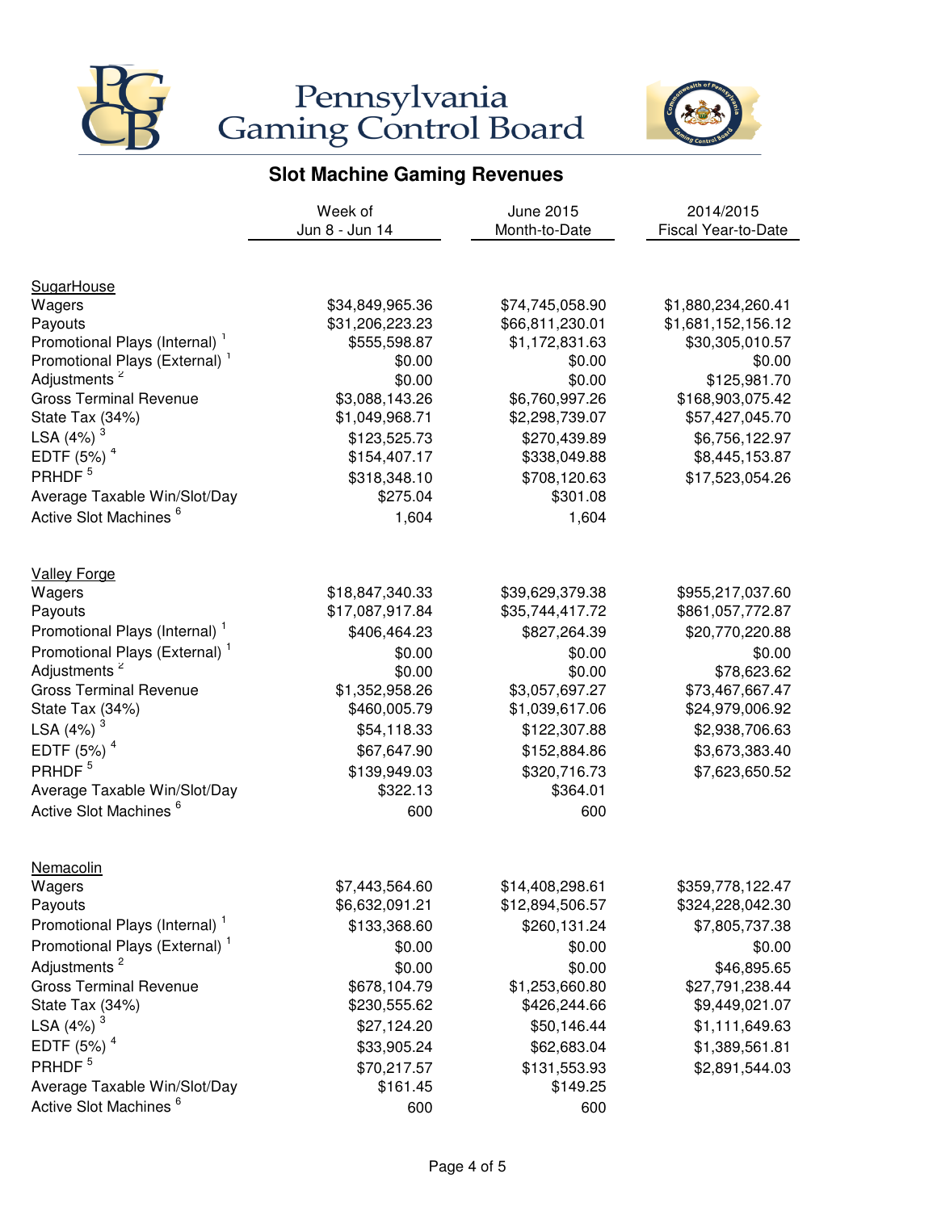# Pennsylvania Gaming Control Board

## Slot Machine Gaming Revenues

| | Week of Jun 8 - Jun 14 | June 2015 Month-to-Date | 2014/2015 Fiscal Year-to-Date |
|---|---|---|---|
| **SugarHouse** | | | |
| Wagers | $34,849,965.36 | $74,745,058.90 | $1,880,234,260.41 |
| Payouts | $31,206,223.23 | $66,811,230.01 | $1,681,152,156.12 |
| Promotional Plays (Internal) [1] | $555,598.87 | $1,172,831.63 | $30,305,010.57 |
| Promotional Plays (External) [1] | $0.00 | $0.00 | $0.00 |
| Adjustments [2] | $0.00 | $0.00 | $125,981.70 |
| Gross Terminal Revenue | $3,088,143.26 | $6,760,997.26 | $168,903,075.42 |
| State Tax (34%) | $1,049,968.71 | $2,298,739.07 | $57,427,045.70 |
| LSA (4%) [3] | $123,525.73 | $270,439.89 | $6,756,122.97 |
| EDTF (5%) [4] | $154,407.17 | $338,049.88 | $8,445,153.87 |
| PRHDF [5] | $318,348.10 | $708,120.63 | $17,523,054.26 |
| Average Taxable Win/Slot/Day | $275.04 | $301.08 | |
| Active Slot Machines [6] | 1,604 | 1,604 | |
| **Valley Forge** | | | |
| Wagers | $18,847,340.33 | $39,629,379.38 | $955,217,037.60 |
| Payouts | $17,087,917.84 | $35,744,417.72 | $861,057,772.87 |
| Promotional Plays (Internal) [1] | $406,464.23 | $827,264.39 | $20,770,220.88 |
| Promotional Plays (External) [1] | $0.00 | $0.00 | $0.00 |
| Adjustments [2] | $0.00 | $0.00 | $78,623.62 |
| Gross Terminal Revenue | $1,352,958.26 | $3,057,697.27 | $73,467,667.47 |
| State Tax (34%) | $460,005.79 | $1,039,617.06 | $24,979,006.92 |
| LSA (4%) [3] | $54,118.33 | $122,307.88 | $2,938,706.63 |
| EDTF (5%) [4] | $67,647.90 | $152,884.86 | $3,673,383.40 |
| PRHDF [5] | $139,949.03 | $320,716.73 | $7,623,650.52 |
| Average Taxable Win/Slot/Day | $322.13 | $364.01 | |
| Active Slot Machines [6] | 600 | 600 | |
| **Nemacolin** | | | |
| Wagers | $7,443,564.60 | $14,408,298.61 | $359,778,122.47 |
| Payouts | $6,632,091.21 | $12,894,506.57 | $324,228,042.30 |
| Promotional Plays (Internal) [1] | $133,368.60 | $260,131.24 | $7,805,737.38 |
| Promotional Plays (External) [1] | $0.00 | $0.00 | $0.00 |
| Adjustments [2] | $0.00 | $0.00 | $46,895.65 |
| Gross Terminal Revenue | $678,104.79 | $1,253,660.80 | $27,791,238.44 |
| State Tax (34%) | $230,555.62 | $426,244.66 | $9,449,021.07 |
| LSA (4%) [3] | $27,124.20 | $50,146.44 | $1,111,649.63 |
| EDTF (5%) [4] | $33,905.24 | $62,683.04 | $1,389,561.81 |
| PRHDF [5] | $70,217.57 | $131,553.93 | $2,891,544.03 |
| Average Taxable Win/Slot/Day | $161.45 | $149.25 | |
| Active Slot Machines [6] | 600 | 600 | |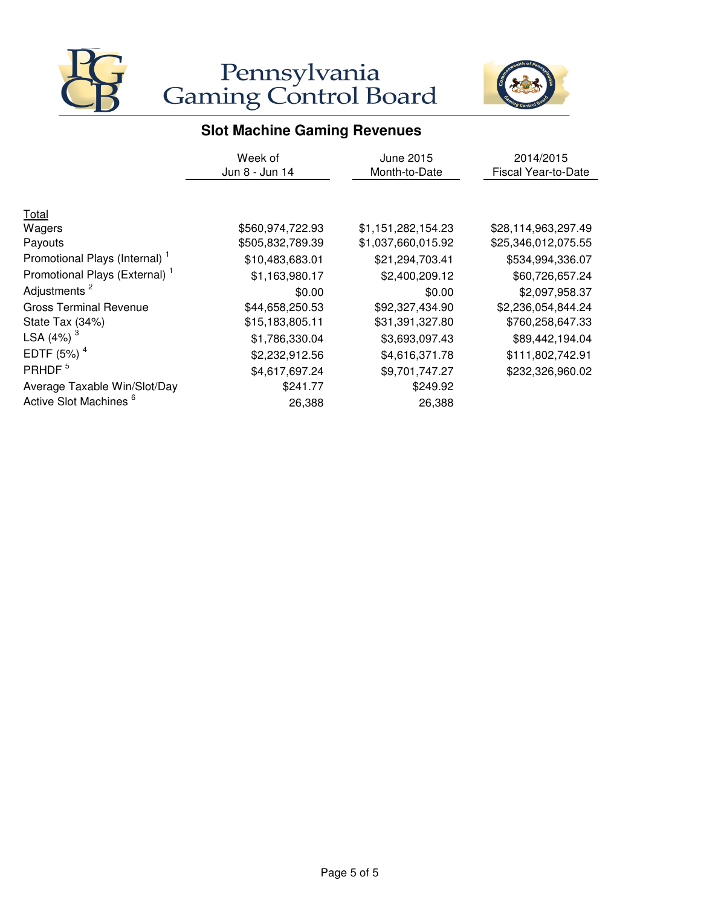Pennsylvania Gaming Control Board

## Slot Machine Gaming Revenues

| | Week of Jun 8 - Jun 14 | June 2015 Month-to-Date | 2014/2015 Fiscal Year-to-Date |
|---|---|---|---|
| Total | | | |
| Wagers | $560,974,722.93 | $1,151,282,154.23 | $28,114,963,297.49 |
| Payouts | $505,832,789.39 | $1,037,660,015.92 | $25,346,012,075.55 |
| Promotional Plays (Internal) [1] | $10,483,683.01 | $21,294,703.41 | $534,994,336.07 |
| Promotional Plays (External) [1] | $1,163,980.17 | $2,400,209.12 | $60,726,657.24 |
| Adjustments [2] | $0.00 | $0.00 | $2,097,958.37 |
| Gross Terminal Revenue | $44,658,250.53 | $92,327,434.90 | $2,236,054,844.24 |
| State Tax (34%) | $15,183,805.11 | $31,391,327.80 | $760,258,647.33 |
| LSA (4%) [3] | $1,786,330.04 | $3,693,097.43 | $89,442,194.04 |
| EDTF (5%) [4] | $2,232,912.56 | $4,616,371.78 | $111,802,742.91 |
| PRHDF [5] | $4,617,697.24 | $9,701,747.27 | $232,326,960.02 |
| Average Taxable Win/Slot/Day | $241.77 | $249.92 | |
| Active Slot Machines [6] | 26,388 | 26,388 | |